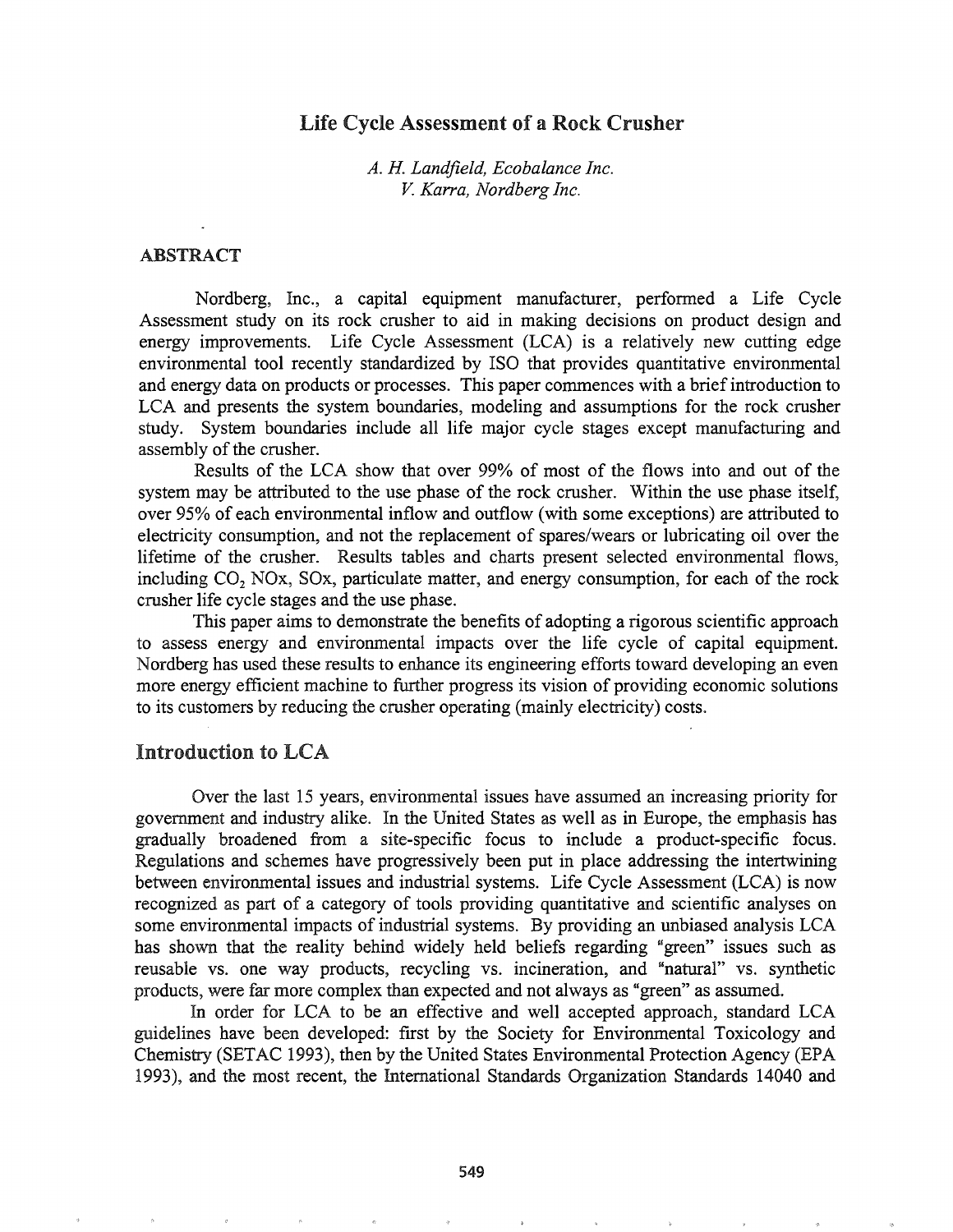# Life Cycle Assessment of a Rock Crusher

*A. H. Landfield, Ecobalance Inc.*
*V. Karra, Nordberg Inc.*

## ABSTRACT

Nordberg, Inc., a capital equipment manufacturer, performed a Life Cycle Assessment study on its rock crusher to aid in making decisions on product design and energy improvements. Life Cycle Assessment (LCA) is a relatively new cutting edge environmental tool recently standardized by ISO that provides quantitative environmental and energy data on products or processes. This paper commences with a brief introduction to LCA and presents the system boundaries, modeling and assumptions for the rock crusher study. System boundaries include all life major cycle stages except manufacturing and assembly of the crusher.

Results of the LCA show that over 99% of most of the flows into and out of the system may be attributed to the use phase of the rock crusher. Within the use phase itself, over 95% of each environmental inflow and outflow (with some exceptions) are attributed to electricity consumption, and not the replacement of spares/wears or lubricating oil over the lifetime of the crusher. Results tables and charts present selected environmental flows, including $CO_2$ NOx, SOx, particulate matter, and energy consumption, for each of the rock crusher life cycle stages and the use phase.

This paper aims to demonstrate the benefits of adopting a rigorous scientific approach to assess energy and environmental impacts over the life cycle of capital equipment. Nordberg has used these results to enhance its engineering efforts toward developing an even more energy efficient machine to further progress its vision of providing economic solutions to its customers by reducing the crusher operating (mainly electricity) costs.

## Introduction to LCA

Over the last 15 years, environmental issues have assumed an increasing priority for government and industry alike. In the United States as well as in Europe, the emphasis has gradually broadened from a site-specific focus to include a product-specific focus. Regulations and schemes have progressively been put in place addressing the intertwining between environmental issues and industrial systems. Life Cycle Assessment (LCA) is now recognized as part of a category of tools providing quantitative and scientific analyses on some environmental impacts of industrial systems. By providing an unbiased analysis LCA has shown that the reality behind widely held beliefs regarding "green" issues such as reusable vs. one way products, recycling vs. incineration, and "natural" vs. synthetic products, were far more complex than expected and not always as "green" as assumed.

In order for LCA to be an effective and well accepted approach, standard LCA guidelines have been developed: first by the Society for Environmental Toxicology and Chemistry (SETAC 1993), then by the United States Environmental Protection Agency (EPA 1993), and the most recent, the International Standards Organization Standards 14040 and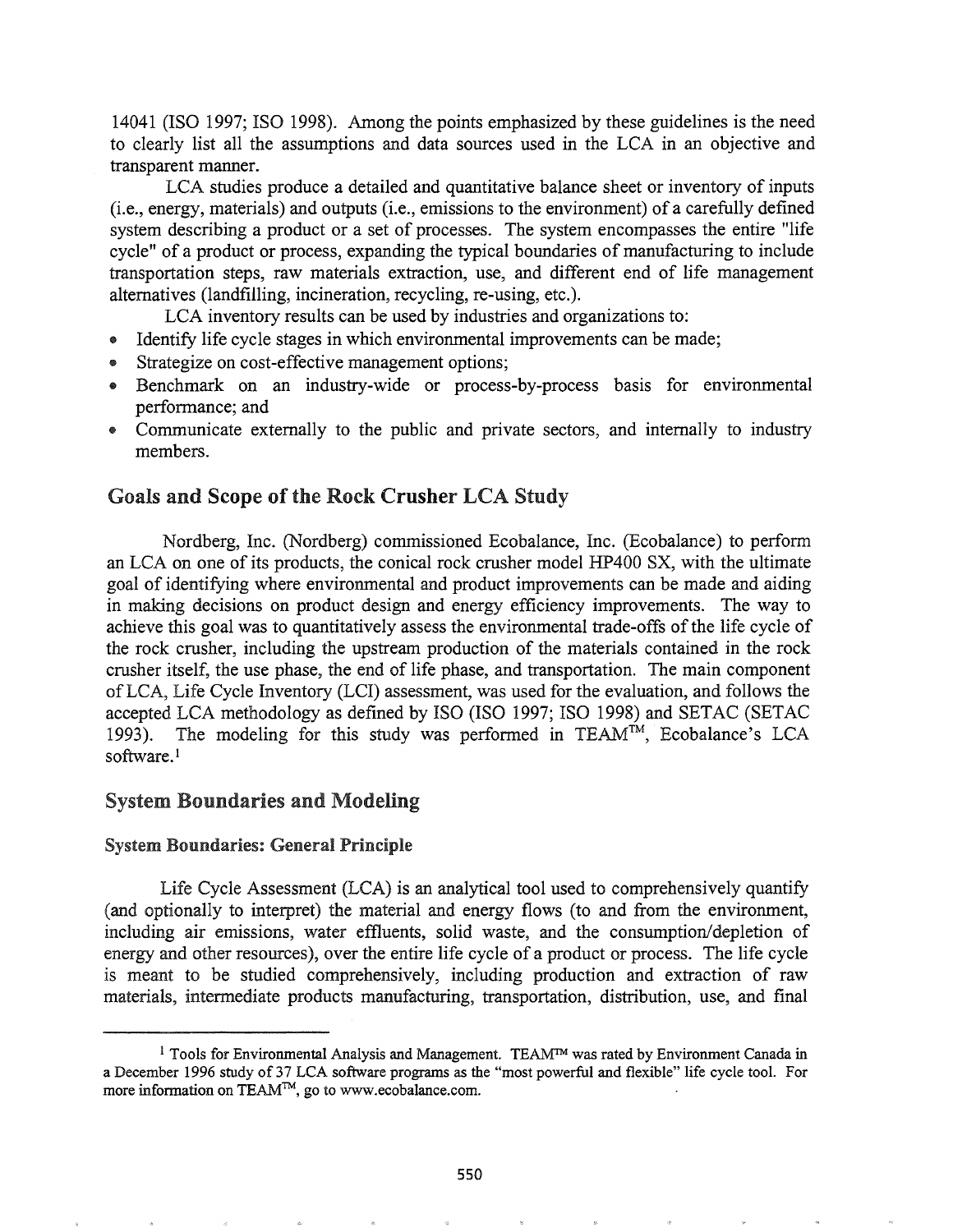14041 (ISO 1997; ISO 1998). Among the points emphasized by these guidelines is the need to clearly list all the assumptions and data sources used in the LCA in an objective and transparent manner.

LCA studies produce a detailed and quantitative balance sheet or inventory of inputs (i.e., energy, materials) and outputs (i.e., emissions to the environment) of a carefully defined system describing a product or a set of processes. The system encompasses the entire "life cycle" of a product or process, expanding the typical boundaries of manufacturing to include transportation steps, raw materials extraction, use, and different end of life management alternatives (landfilling, incineration, recycling, re-using, etc.).

LCA inventory results can be used by industries and organizations to:

- Identify life cycle stages in which environmental improvements can be made;
- Strategize on cost-effective management options;
- Benchmark on an industry-wide or process-by-process basis for environmental performance; and
- Communicate externally to the public and private sectors, and internally to industry members.

## Goals and Scope of the Rock Crusher LCA Study

Nordberg, Inc. (Nordberg) commissioned Ecobalance, Inc. (Ecobalance) to perform an LCA on one of its products, the conical rock crusher model HP400 SX, with the ultimate goal of identifying where environmental and product improvements can be made and aiding in making decisions on product design and energy efficiency improvements. The way to achieve this goal was to quantitatively assess the environmental trade-offs of the life cycle of the rock crusher, including the upstream production of the materials contained in the rock crusher itself, the use phase, the end of life phase, and transportation. The main component of LCA, Life Cycle Inventory (LCI) assessment, was used for the evaluation, and follows the accepted LCA methodology as defined by ISO (ISO 1997; ISO 1998) and SETAC (SETAC 1993). The modeling for this study was performed in TEAM™, Ecobalance's LCA software.[1]

## System Boundaries and Modeling

### System Boundaries: General Principle

Life Cycle Assessment (LCA) is an analytical tool used to comprehensively quantify (and optionally to interpret) the material and energy flows (to and from the environment, including air emissions, water effluents, solid waste, and the consumption/depletion of energy and other resources), over the entire life cycle of a product or process. The life cycle is meant to be studied comprehensively, including production and extraction of raw materials, intermediate products manufacturing, transportation, distribution, use, and final

---

[1] Tools for Environmental Analysis and Management. TEAM™ was rated by Environment Canada in a December 1996 study of 37 LCA software programs as the "most powerful and flexible" life cycle tool. For more information on TEAM™, go to www.ecobalance.com.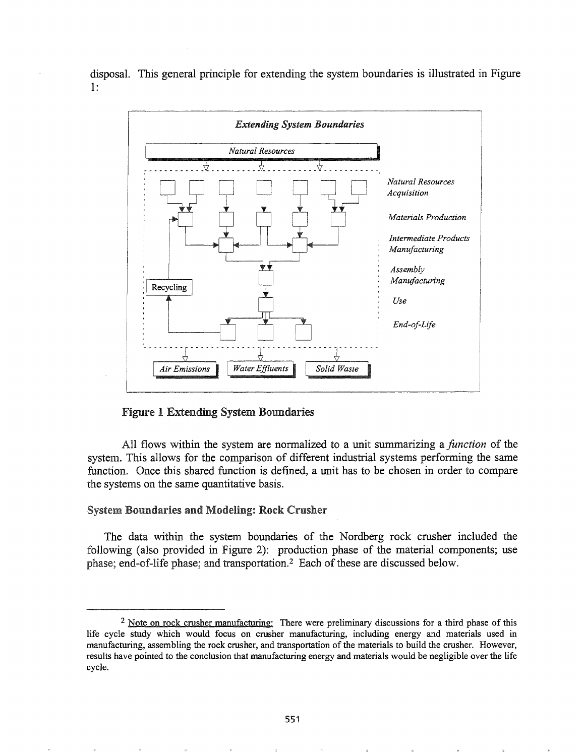disposal. This general principle for extending the system boundaries is illustrated in Figure 1:

Figure 1 Extending System Boundaries

All flows within the system are normalized to a unit summarizing a *function* of the system. This allows for the comparison of different industrial systems performing the same function. Once this shared function is defined, a unit has to be chosen in order to compare the systems on the same quantitative basis.

### System Boundaries and Modeling: Rock Crusher

The data within the system boundaries of the Nordberg rock crusher included the following (also provided in Figure 2): production phase of the material components; use phase; end-of-life phase; and transportation.[2] Each of these are discussed below.

---

[2] Note on rock crusher manufacturing: There were preliminary discussions for a third phase of this life cycle study which would focus on crusher manufacturing, including energy and materials used in manufacturing, assembling the rock crusher, and transportation of the materials to build the crusher. However, results have pointed to the conclusion that manufacturing energy and materials would be negligible over the life cycle.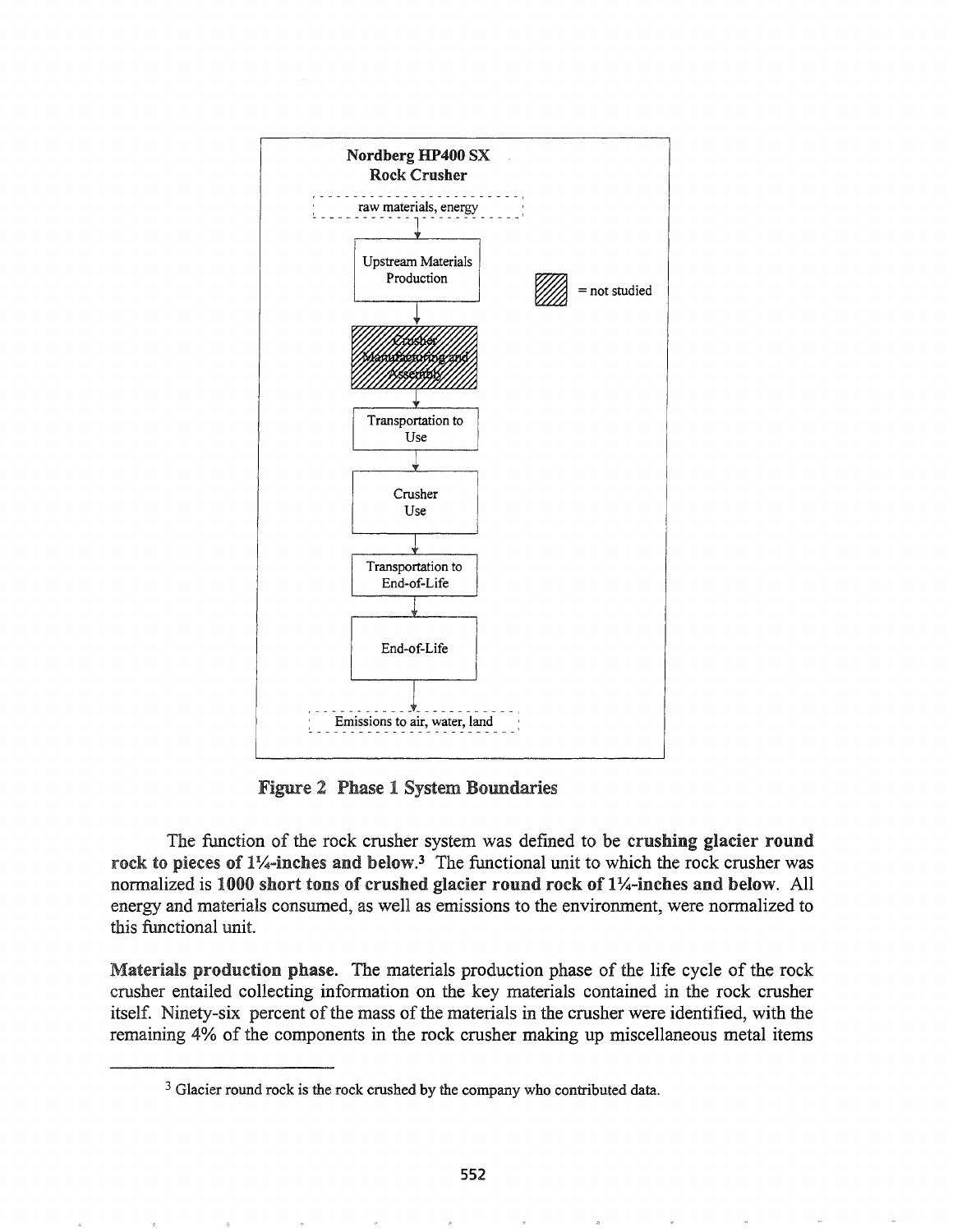**Nordberg HP400 SX Rock Crusher**

raw materials, energy

↓

Upstream Materials Production

↓

Crusher Manufacturing and Assembly (= not studied)

↓

Transportation to Use

↓

Crusher Use

↓

Transportation to End-of-Life

↓

End-of-Life

↓

Emissions to air, water, land

**Figure 2 Phase 1 System Boundaries**

The function of the rock crusher system was defined to be **crushing glacier round rock to pieces of 1¼-inches and below.**[3] The functional unit to which the rock crusher was normalized is **1000 short tons of crushed glacier round rock of 1¼-inches and below**. All energy and materials consumed, as well as emissions to the environment, were normalized to this functional unit.

**Materials production phase.** The materials production phase of the life cycle of the rock crusher entailed collecting information on the key materials contained in the rock crusher itself. Ninety-six percent of the mass of the materials in the crusher were identified, with the remaining 4% of the components in the rock crusher making up miscellaneous metal items

[3] Glacier round rock is the rock crushed by the company who contributed data.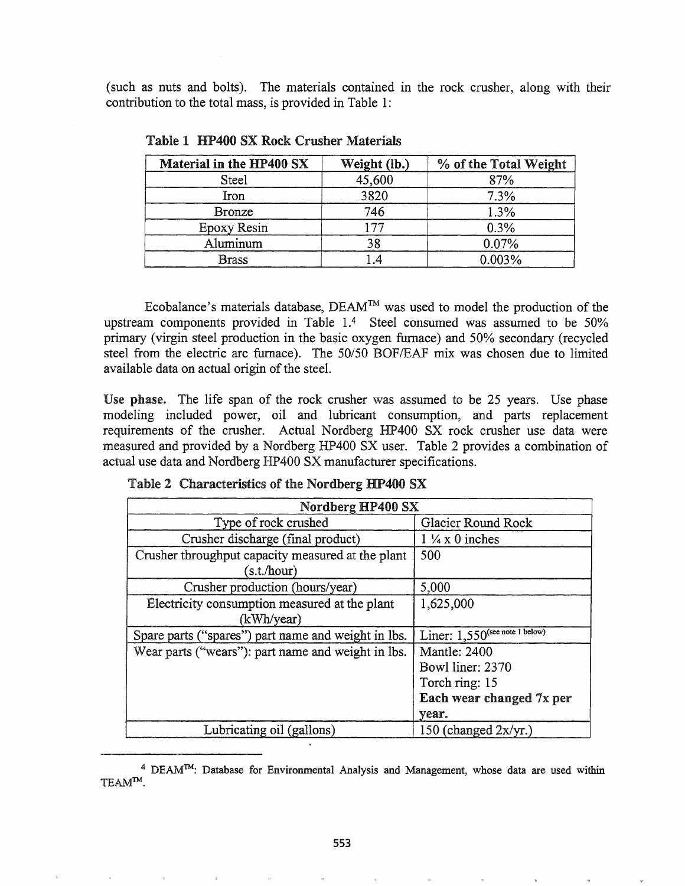(such as nuts and bolts). The materials contained in the rock crusher, along with their contribution to the total mass, is provided in Table 1:

**Table 1 HP400 SX Rock Crusher Materials**

| Material in the HP400 SX | Weight (lb.) | % of the Total Weight |
|---|---|---|
| Steel | 45,600 | 87% |
| Iron | 3820 | 7.3% |
| Bronze | 746 | 1.3% |
| Epoxy Resin | 177 | 0.3% |
| Aluminum | 38 | 0.07% |
| Brass | 1.4 | 0.003% |

Ecobalance's materials database, DEAM™ was used to model the production of the upstream components provided in Table 1.[4] Steel consumed was assumed to be 50% primary (virgin steel production in the basic oxygen furnace) and 50% secondary (recycled steel from the electric arc furnace). The 50/50 BOF/EAF mix was chosen due to limited available data on actual origin of the steel.

**Use phase.** The life span of the rock crusher was assumed to be 25 years. Use phase modeling included power, oil and lubricant consumption, and parts replacement requirements of the crusher. Actual Nordberg HP400 SX rock crusher use data were measured and provided by a Nordberg HP400 SX user. Table 2 provides a combination of actual use data and Nordberg HP400 SX manufacturer specifications.

**Table 2 Characteristics of the Nordberg HP400 SX**

| Nordberg HP400 SX | |
|---|---|
| Type of rock crushed | Glacier Round Rock |
| Crusher discharge (final product) | 1 ¼ x 0 inches |
| Crusher throughput capacity measured at the plant (s.t./hour) | 500 |
| Crusher production (hours/year) | 5,000 |
| Electricity consumption measured at the plant (kWh/year) | 1,625,000 |
| Spare parts ("spares") part name and weight in lbs. | Liner: 1,550 (see note 1 below) |
| Wear parts ("wears"): part name and weight in lbs. | Mantle: 2400<br>Bowl liner: 2370<br>Torch ring: 15<br>**Each wear changed 7x per year.** |
| Lubricating oil (gallons) | 150 (changed 2x/yr.) |

[4] DEAM™: Database for Environmental Analysis and Management, whose data are used within TEAM™.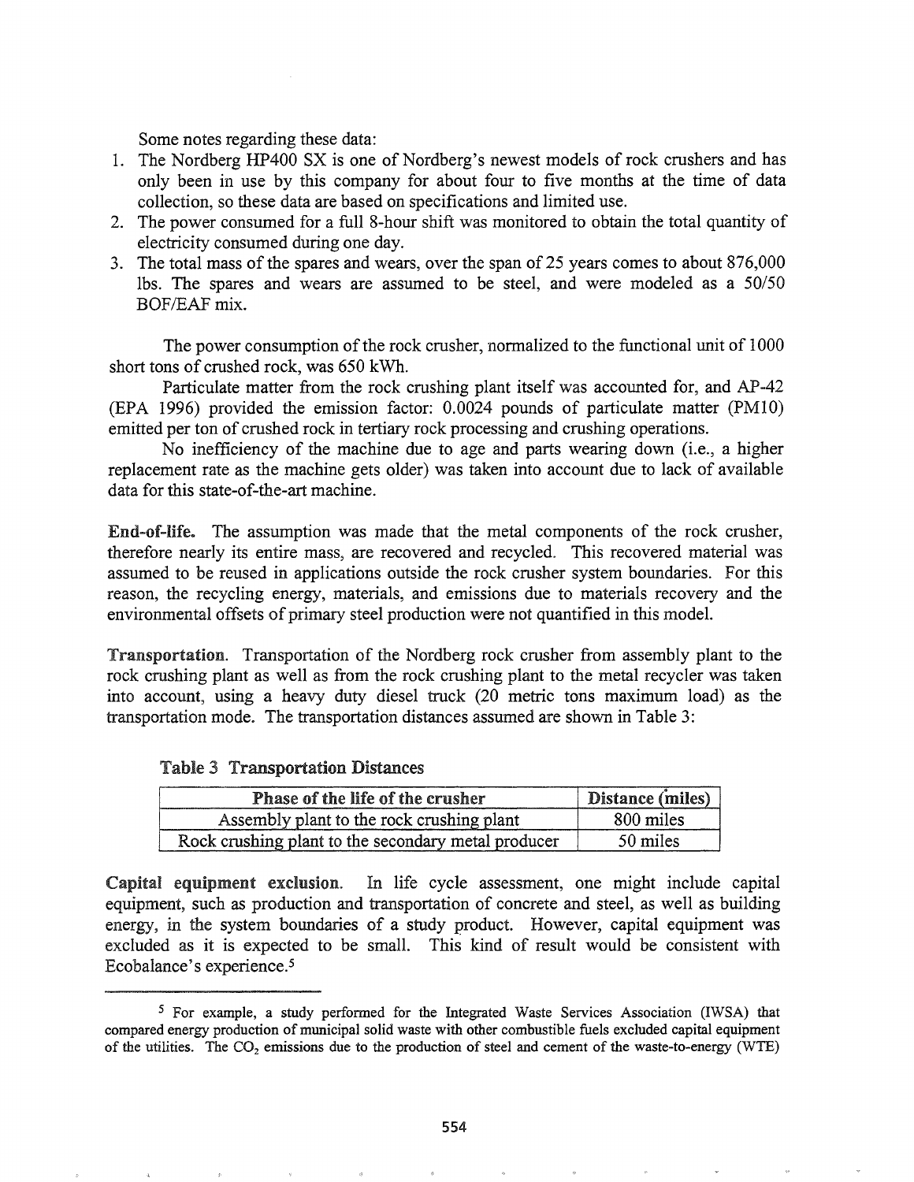Some notes regarding these data:

1. The Nordberg HP400 SX is one of Nordberg's newest models of rock crushers and has only been in use by this company for about four to five months at the time of data collection, so these data are based on specifications and limited use.
2. The power consumed for a full 8-hour shift was monitored to obtain the total quantity of electricity consumed during one day.
3. The total mass of the spares and wears, over the span of 25 years comes to about 876,000 lbs. The spares and wears are assumed to be steel, and were modeled as a 50/50 BOF/EAF mix.

The power consumption of the rock crusher, normalized to the functional unit of 1000 short tons of crushed rock, was 650 kWh.

Particulate matter from the rock crushing plant itself was accounted for, and AP-42 (EPA 1996) provided the emission factor: 0.0024 pounds of particulate matter (PM10) emitted per ton of crushed rock in tertiary rock processing and crushing operations.

No inefficiency of the machine due to age and parts wearing down (i.e., a higher replacement rate as the machine gets older) was taken into account due to lack of available data for this state-of-the-art machine.

**End-of-life.** The assumption was made that the metal components of the rock crusher, therefore nearly its entire mass, are recovered and recycled. This recovered material was assumed to be reused in applications outside the rock crusher system boundaries. For this reason, the recycling energy, materials, and emissions due to materials recovery and the environmental offsets of primary steel production were not quantified in this model.

**Transportation.** Transportation of the Nordberg rock crusher from assembly plant to the rock crushing plant as well as from the rock crushing plant to the metal recycler was taken into account, using a heavy duty diesel truck (20 metric tons maximum load) as the transportation mode. The transportation distances assumed are shown in Table 3:

**Table 3 Transportation Distances**

| Phase of the life of the crusher | Distance (miles) |
|---|---|
| Assembly plant to the rock crushing plant | 800 miles |
| Rock crushing plant to the secondary metal producer | 50 miles |

**Capital equipment exclusion.** In life cycle assessment, one might include capital equipment, such as production and transportation of concrete and steel, as well as building energy, in the system boundaries of a study product. However, capital equipment was excluded as it is expected to be small. This kind of result would be consistent with Ecobalance's experience.[5]

---

[5] For example, a study performed for the Integrated Waste Services Association (IWSA) that compared energy production of municipal solid waste with other combustible fuels excluded capital equipment of the utilities. The $CO_2$ emissions due to the production of steel and cement of the waste-to-energy (WTE)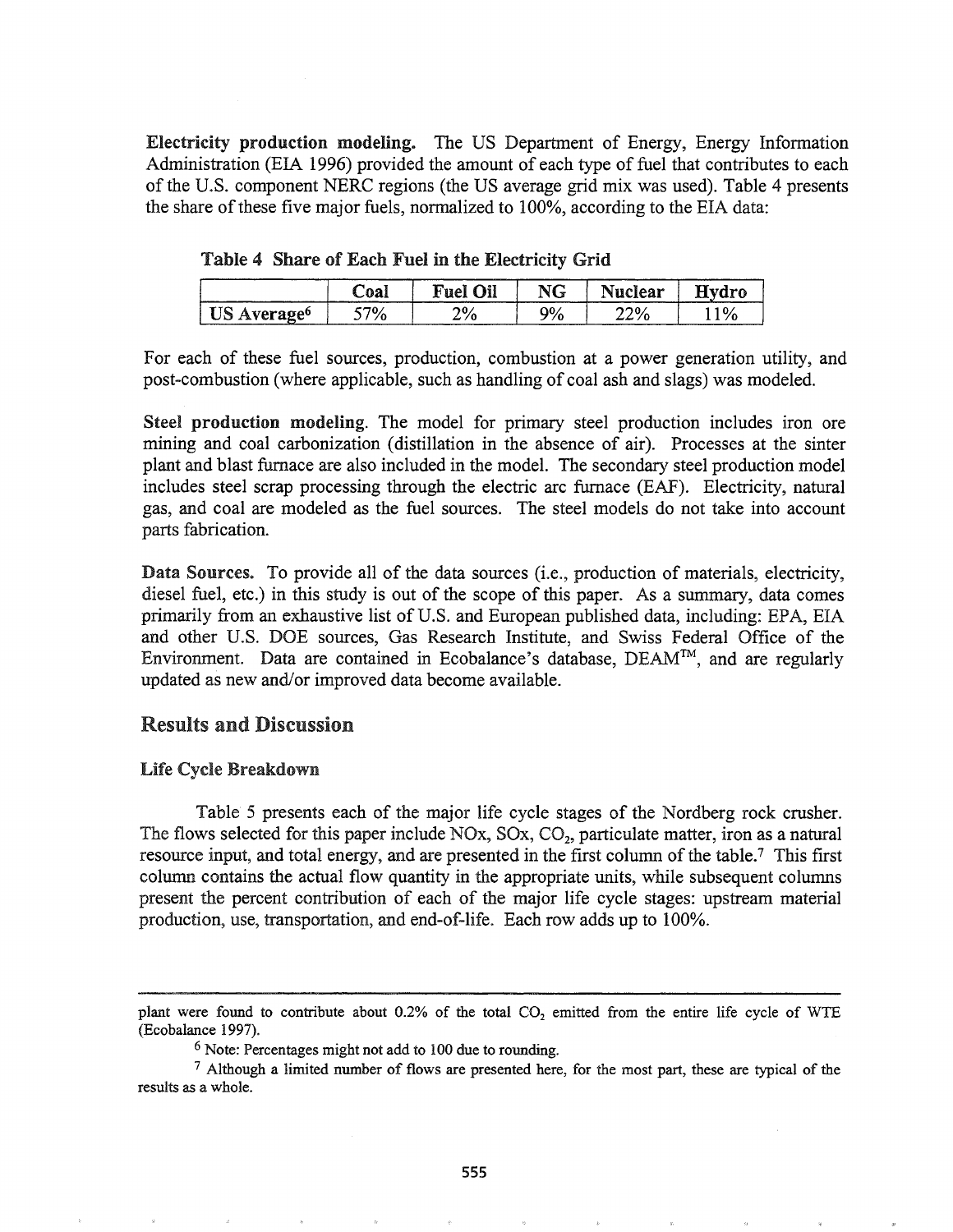**Electricity production modeling.** The US Department of Energy, Energy Information Administration (EIA 1996) provided the amount of each type of fuel that contributes to each of the U.S. component NERC regions (the US average grid mix was used). Table 4 presents the share of these five major fuels, normalized to 100%, according to the EIA data:

**Table 4 Share of Each Fuel in the Electricity Grid**

| | Coal | Fuel Oil | NG | Nuclear | Hydro |
|---|---|---|---|---|---|
| US Average[6] | 57% | 2% | 9% | 22% | 11% |

For each of these fuel sources, production, combustion at a power generation utility, and post-combustion (where applicable, such as handling of coal ash and slags) was modeled.

**Steel production modeling.** The model for primary steel production includes iron ore mining and coal carbonization (distillation in the absence of air). Processes at the sinter plant and blast furnace are also included in the model. The secondary steel production model includes steel scrap processing through the electric arc furnace (EAF). Electricity, natural gas, and coal are modeled as the fuel sources. The steel models do not take into account parts fabrication.

**Data Sources.** To provide all of the data sources (i.e., production of materials, electricity, diesel fuel, etc.) in this study is out of the scope of this paper. As a summary, data comes primarily from an exhaustive list of U.S. and European published data, including: EPA, EIA and other U.S. DOE sources, Gas Research Institute, and Swiss Federal Office of the Environment. Data are contained in Ecobalance's database, DEAM™, and are regularly updated as new and/or improved data become available.

## Results and Discussion

### Life Cycle Breakdown

Table 5 presents each of the major life cycle stages of the Nordberg rock crusher. The flows selected for this paper include NOx, SOx, $CO_2$, particulate matter, iron as a natural resource input, and total energy, and are presented in the first column of the table.[7] This first column contains the actual flow quantity in the appropriate units, while subsequent columns present the percent contribution of each of the major life cycle stages: upstream material production, use, transportation, and end-of-life. Each row adds up to 100%.

---

plant were found to contribute about 0.2% of the total $CO_2$ emitted from the entire life cycle of WTE (Ecobalance 1997).

[6] Note: Percentages might not add to 100 due to rounding.

[7] Although a limited number of flows are presented here, for the most part, these are typical of the results as a whole.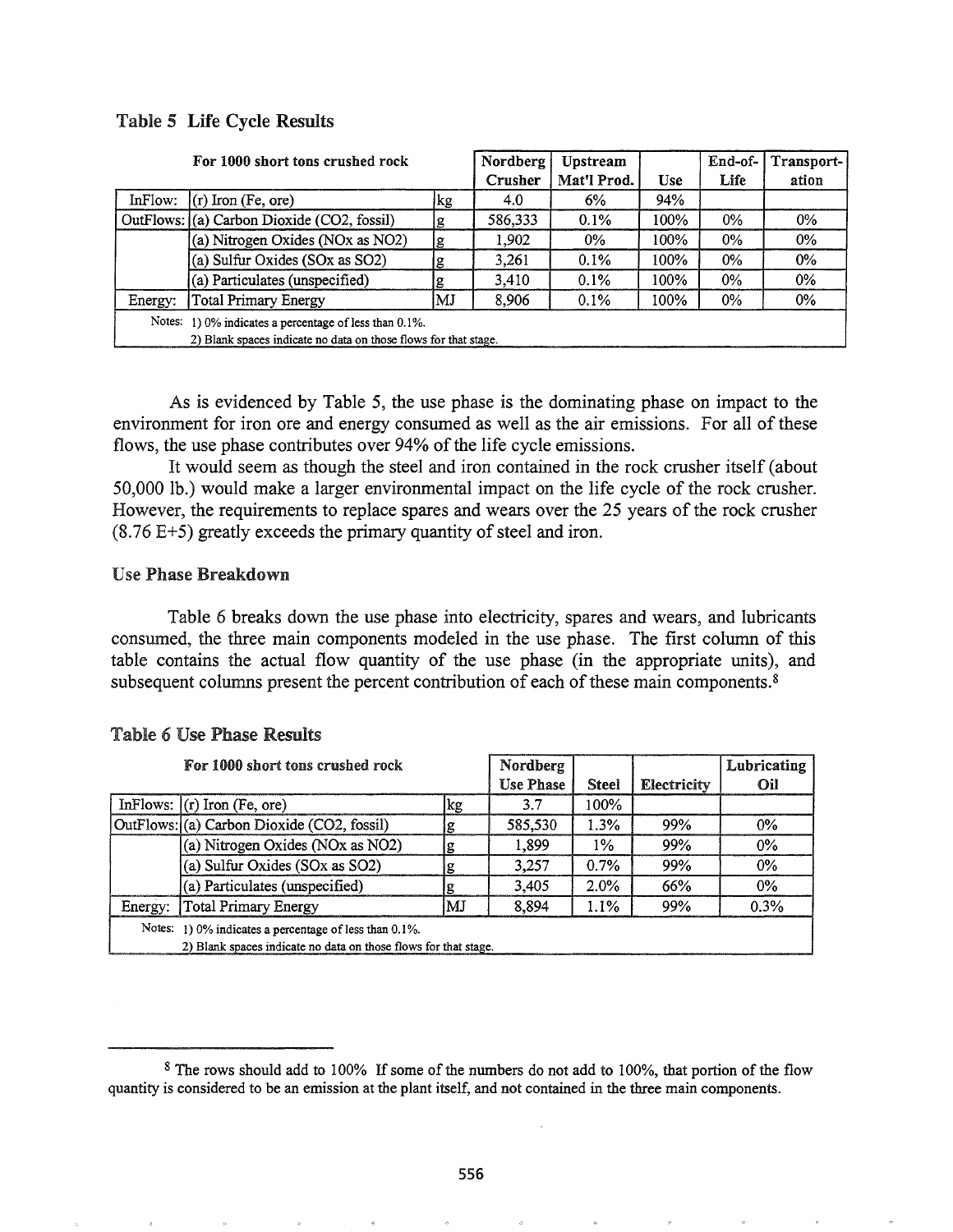### Table 5 Life Cycle Results

| For 1000 short tons crushed rock | | | Nordberg Crusher | Upstream Mat'l Prod. | Use | End-of-Life | Transportation |
|---|---|---|---|---|---|---|---|
| InFlow: | (r) Iron (Fe, ore) | kg | 4.0 | 6% | 94% | | |
| OutFlows: | (a) Carbon Dioxide (CO2, fossil) | g | 586,333 | 0.1% | 100% | 0% | 0% |
| | (a) Nitrogen Oxides (NOx as NO2) | g | 1,902 | 0% | 100% | 0% | 0% |
| | (a) Sulfur Oxides (SOx as SO2) | g | 3,261 | 0.1% | 100% | 0% | 0% |
| | (a) Particulates (unspecified) | g | 3,410 | 0.1% | 100% | 0% | 0% |
| Energy: | Total Primary Energy | MJ | 8,906 | 0.1% | 100% | 0% | 0% |

Notes: 1) 0% indicates a percentage of less than 0.1%.
2) Blank spaces indicate no data on those flows for that stage.

As is evidenced by Table 5, the use phase is the dominating phase on impact to the environment for iron ore and energy consumed as well as the air emissions. For all of these flows, the use phase contributes over 94% of the life cycle emissions.

It would seem as though the steel and iron contained in the rock crusher itself (about 50,000 lb.) would make a larger environmental impact on the life cycle of the rock crusher. However, the requirements to replace spares and wears over the 25 years of the rock crusher (8.76 E+5) greatly exceeds the primary quantity of steel and iron.

### Use Phase Breakdown

Table 6 breaks down the use phase into electricity, spares and wears, and lubricants consumed, the three main components modeled in the use phase. The first column of this table contains the actual flow quantity of the use phase (in the appropriate units), and subsequent columns present the percent contribution of each of these main components.[8]

### Table 6 Use Phase Results

| For 1000 short tons crushed rock | | | Nordberg Use Phase | Steel | Electricity | Lubricating Oil |
|---|---|---|---|---|---|---|
| InFlows: | (r) Iron (Fe, ore) | kg | 3.7 | 100% | | |
| OutFlows: | (a) Carbon Dioxide (CO2, fossil) | g | 585,530 | 1.3% | 99% | 0% |
| | (a) Nitrogen Oxides (NOx as NO2) | g | 1,899 | 1% | 99% | 0% |
| | (a) Sulfur Oxides (SOx as SO2) | g | 3,257 | 0.7% | 99% | 0% |
| | (a) Particulates (unspecified) | g | 3,405 | 2.0% | 66% | 0% |
| Energy: | Total Primary Energy | MJ | 8,894 | 1.1% | 99% | 0.3% |

Notes: 1) 0% indicates a percentage of less than 0.1%.
2) Blank spaces indicate no data on those flows for that stage.

[8] The rows should add to 100% If some of the numbers do not add to 100%, that portion of the flow quantity is considered to be an emission at the plant itself, and not contained in the three main components.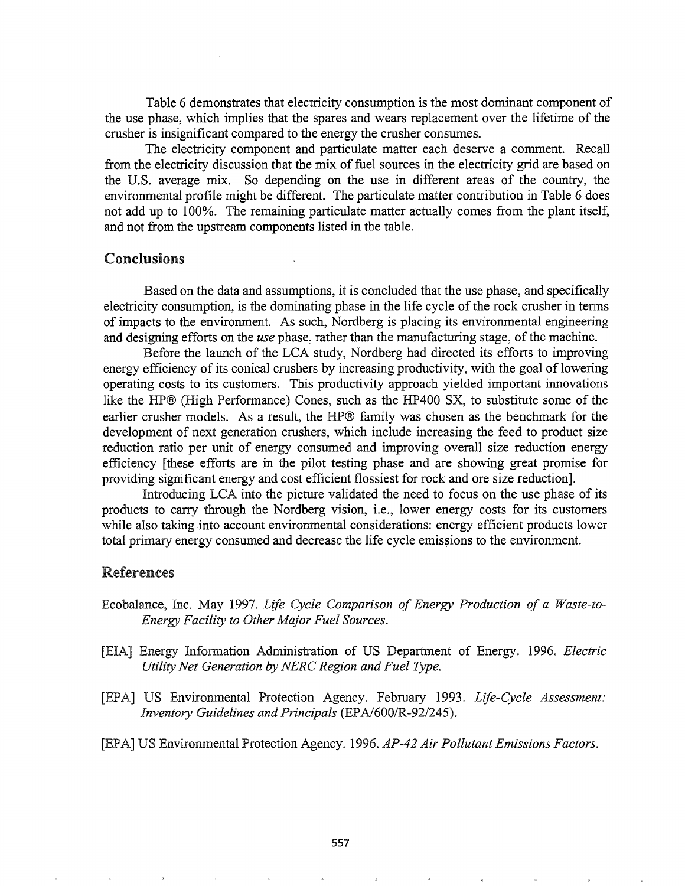Table 6 demonstrates that electricity consumption is the most dominant component of the use phase, which implies that the spares and wears replacement over the lifetime of the crusher is insignificant compared to the energy the crusher consumes.

The electricity component and particulate matter each deserve a comment. Recall from the electricity discussion that the mix of fuel sources in the electricity grid are based on the U.S. average mix. So depending on the use in different areas of the country, the environmental profile might be different. The particulate matter contribution in Table 6 does not add up to 100%. The remaining particulate matter actually comes from the plant itself, and not from the upstream components listed in the table.

## Conclusions

Based on the data and assumptions, it is concluded that the use phase, and specifically electricity consumption, is the dominating phase in the life cycle of the rock crusher in terms of impacts to the environment. As such, Nordberg is placing its environmental engineering and designing efforts on the *use* phase, rather than the manufacturing stage, of the machine.

Before the launch of the LCA study, Nordberg had directed its efforts to improving energy efficiency of its conical crushers by increasing productivity, with the goal of lowering operating costs to its customers. This productivity approach yielded important innovations like the HP® (High Performance) Cones, such as the HP400 SX, to substitute some of the earlier crusher models. As a result, the HP® family was chosen as the benchmark for the development of next generation crushers, which include increasing the feed to product size reduction ratio per unit of energy consumed and improving overall size reduction energy efficiency [these efforts are in the pilot testing phase and are showing great promise for providing significant energy and cost efficient flossiest for rock and ore size reduction].

Introducing LCA into the picture validated the need to focus on the use phase of its products to carry through the Nordberg vision, i.e., lower energy costs for its customers while also taking into account environmental considerations: energy efficient products lower total primary energy consumed and decrease the life cycle emissions to the environment.

## References

Ecobalance, Inc. May 1997. *Life Cycle Comparison of Energy Production of a Waste-to-Energy Facility to Other Major Fuel Sources.*

[EIA] Energy Information Administration of US Department of Energy. 1996. *Electric Utility Net Generation by NERC Region and Fuel Type.*

[EPA] US Environmental Protection Agency. February 1993. *Life-Cycle Assessment: Inventory Guidelines and Principals* (EPA/600/R-92/245).

[EPA] US Environmental Protection Agency. 1996. *AP-42 Air Pollutant Emissions Factors.*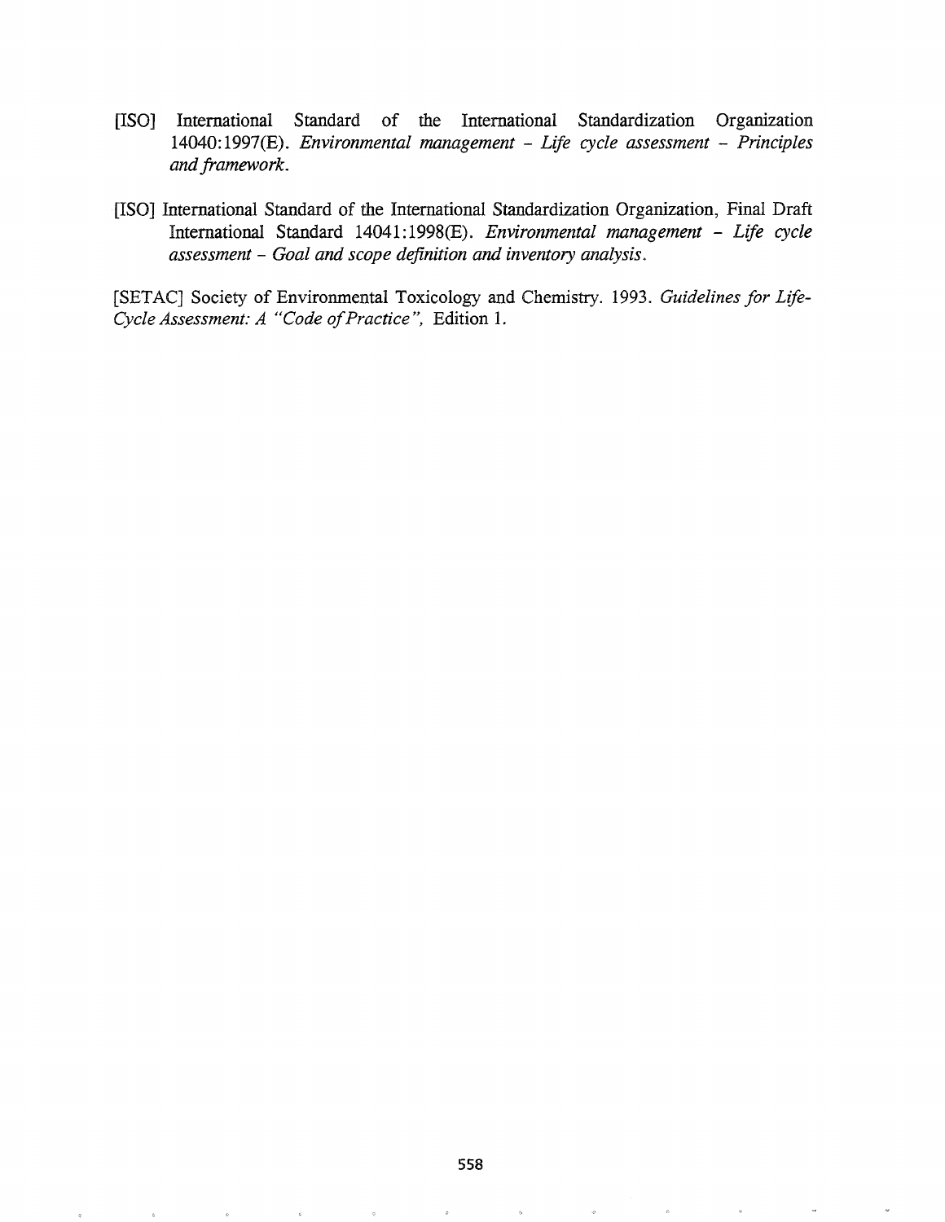[ISO] International Standard of the International Standardization Organization 14040:1997(E). *Environmental management - Life cycle assessment - Principles and framework.*

[ISO] International Standard of the International Standardization Organization, Final Draft International Standard 14041:1998(E). *Environmental management - Life cycle assessment - Goal and scope definition and inventory analysis.*

[SETAC] Society of Environmental Toxicology and Chemistry. 1993. *Guidelines for Life-Cycle Assessment: A "Code of Practice",* Edition 1.